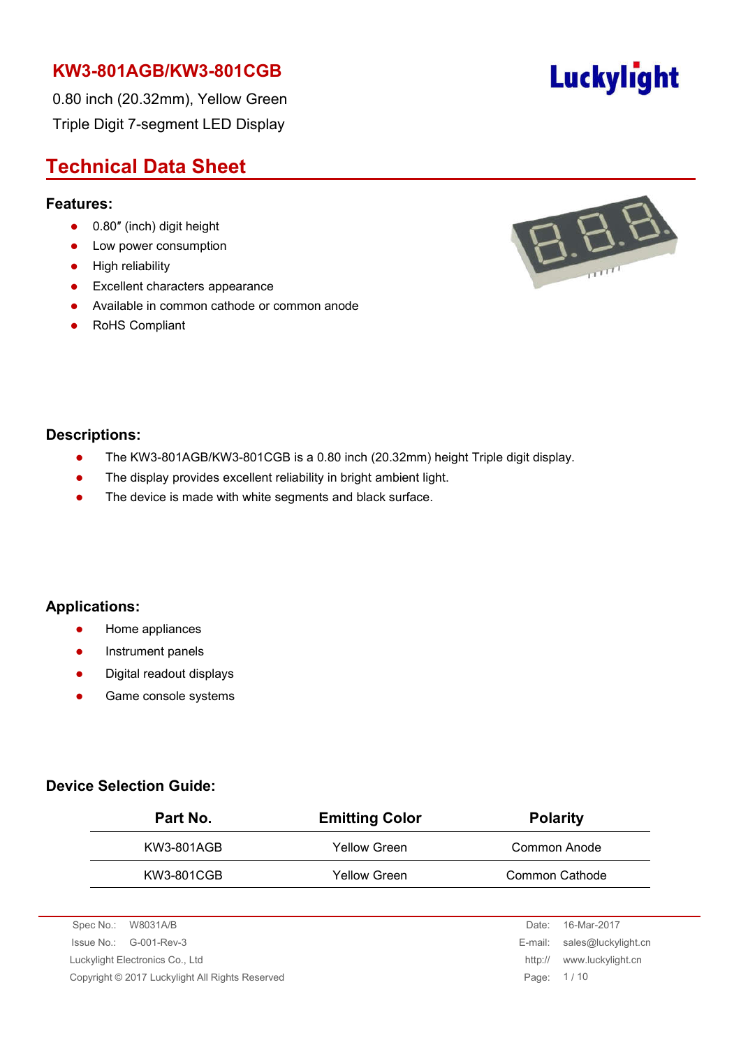# KW3-801AGB/KW3-801CGB

0.80 inch (20.32mm), Yellow Green

Triple Digit 7-segment LED Display

Luckylight

## Technical Data Sheet

### Features:

- 0.80″ (inch) digit height
- Low power consumption
- High reliability
- Excellent characters appearance
- Available in common cathode or common anode
- RoHS Compliant

### Descriptions:

- The KW3-801AGB/KW3-801CGB is a 0.80 inch (20.32mm) height Triple digit display.
- The display provides excellent reliability in bright ambient light.
- The device is made with white segments and black surface.

### Applications:

- Home appliances
- Instrument panels
- Digital readout displays
- Game console systems

### Device Selection Guide:

| Part No. | Emitting Color | Polarity |
|---|---|---|
| KW3-801AGB | Yellow Green | Common Anode |
| KW3-801CGB | Yellow Green | Common Cathode |

Spec No.: W8031A/B
Issue No.: G-001-Rev-3
Luckylight Electronics Co., Ltd
Copyright © 2017 Luckylight All Rights Reserved

Date: 16-Mar-2017
E-mail: sales@luckylight.cn
http:// www.luckylight.cn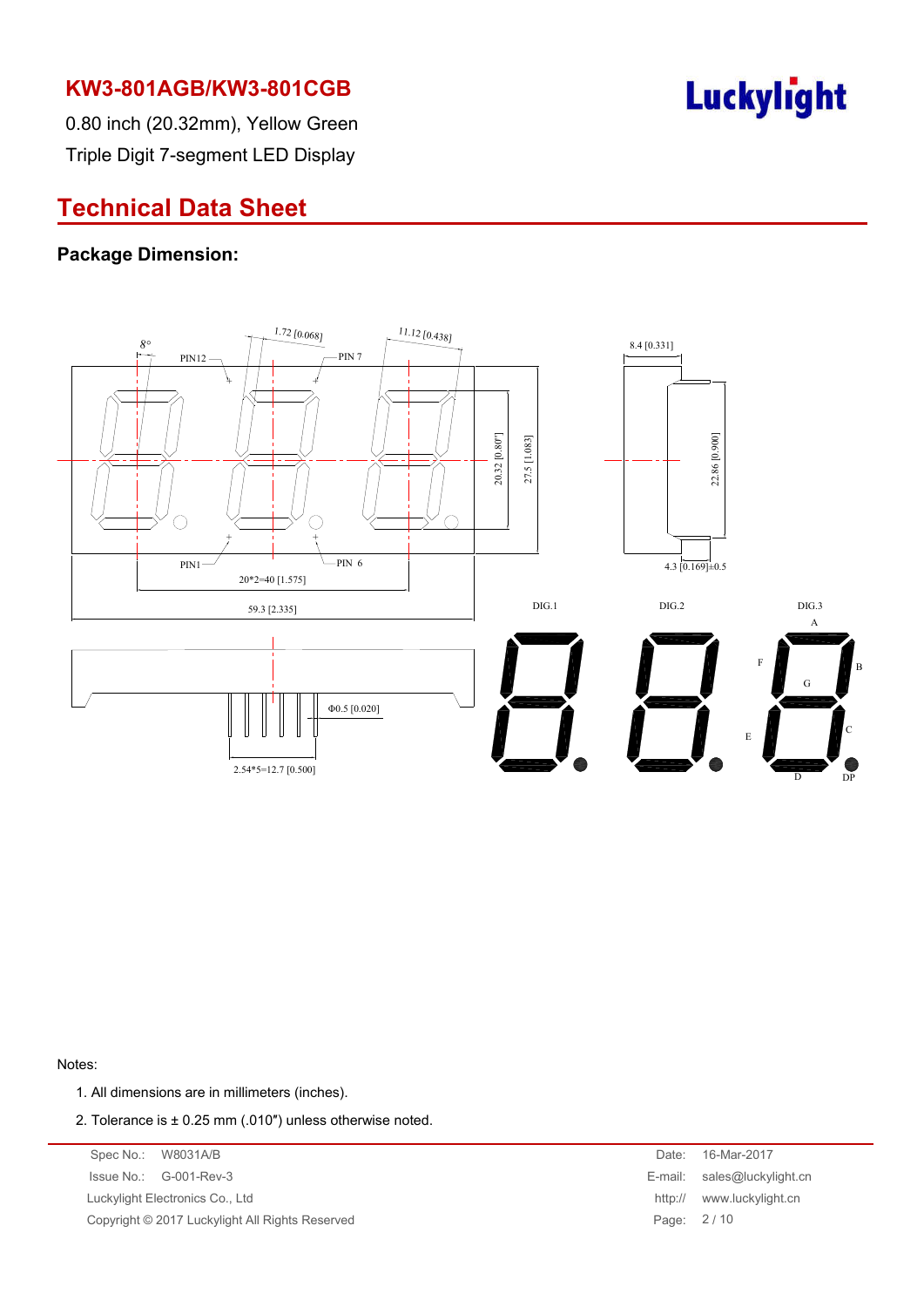## KW3-801AGB/KW3-801CGB

0.80 inch (20.32mm), Yellow Green

Triple Digit 7-segment LED Display

# Technical Data Sheet

### Package Dimension:

Notes:

1. All dimensions are in millimeters (inches).
2. Tolerance is ± 0.25 mm (.010″) unless otherwise noted.

Spec No.: W8031A/B
Issue No.: G-001-Rev-3
Luckylight Electronics Co., Ltd
Copyright © 2017 Luckylight All Rights Reserved

Date: 16-Mar-2017
E-mail: sales@luckylight.cn
http:// www.luckylight.cn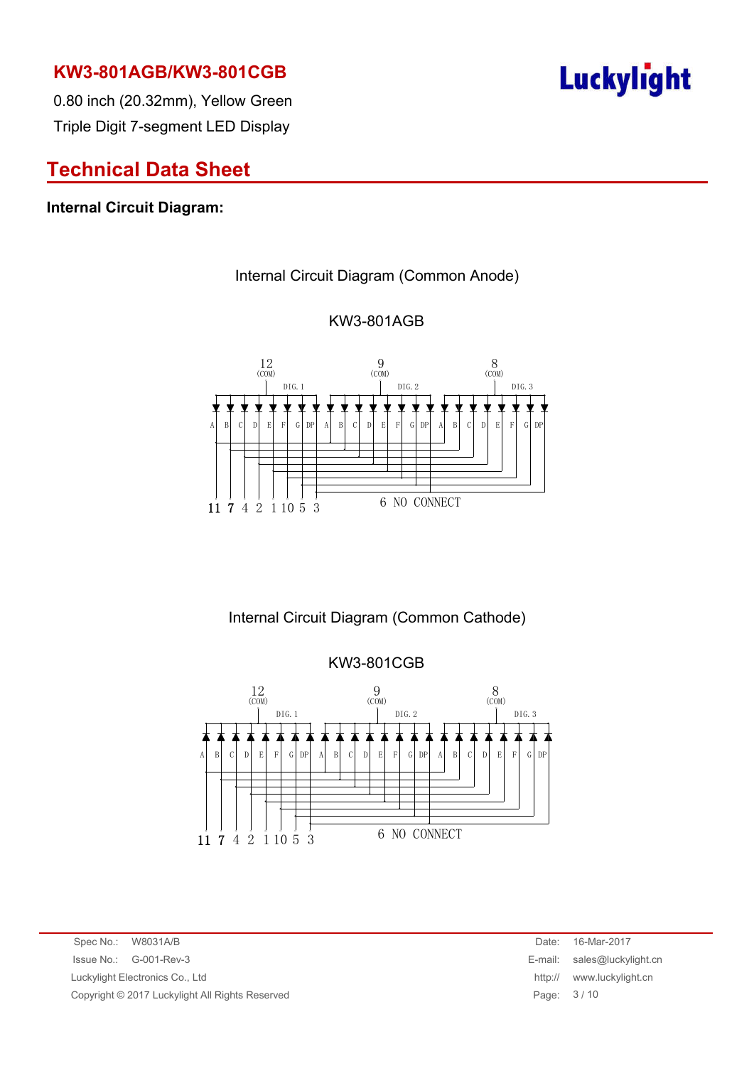# KW3-801AGB/KW3-801CGB

0.80 inch (20.32mm), Yellow Green

Triple Digit 7-segment LED Display

## Technical Data Sheet

**Internal Circuit Diagram:**

Internal Circuit Diagram (Common Anode)

KW3-801AGB

12 (COM) DIG. 1 &nbsp;&nbsp; 9 (COM) DIG. 2 &nbsp;&nbsp; 8 (COM) DIG. 3

A B C D E F G DP A B C D E F G DP A B C D E F G DP

11 7 4 2 1 10 5 3 &nbsp;&nbsp; 6 NO CONNECT

Internal Circuit Diagram (Common Cathode)

KW3-801CGB

12 (COM) DIG. 1 &nbsp;&nbsp; 9 (COM) DIG. 2 &nbsp;&nbsp; 8 (COM) DIG. 3

A B C D E F G DP A B C D E F G DP A B C D E F G DP

11 7 4 2 1 10 5 3 &nbsp;&nbsp; 6 NO CONNECT

Spec No.: W8031A/B
Issue No.: G-001-Rev-3
Luckylight Electronics Co., Ltd
Copyright © 2017 Luckylight All Rights Reserved

Date: 16-Mar-2017
E-mail: sales@luckylight.cn
http:// www.luckylight.cn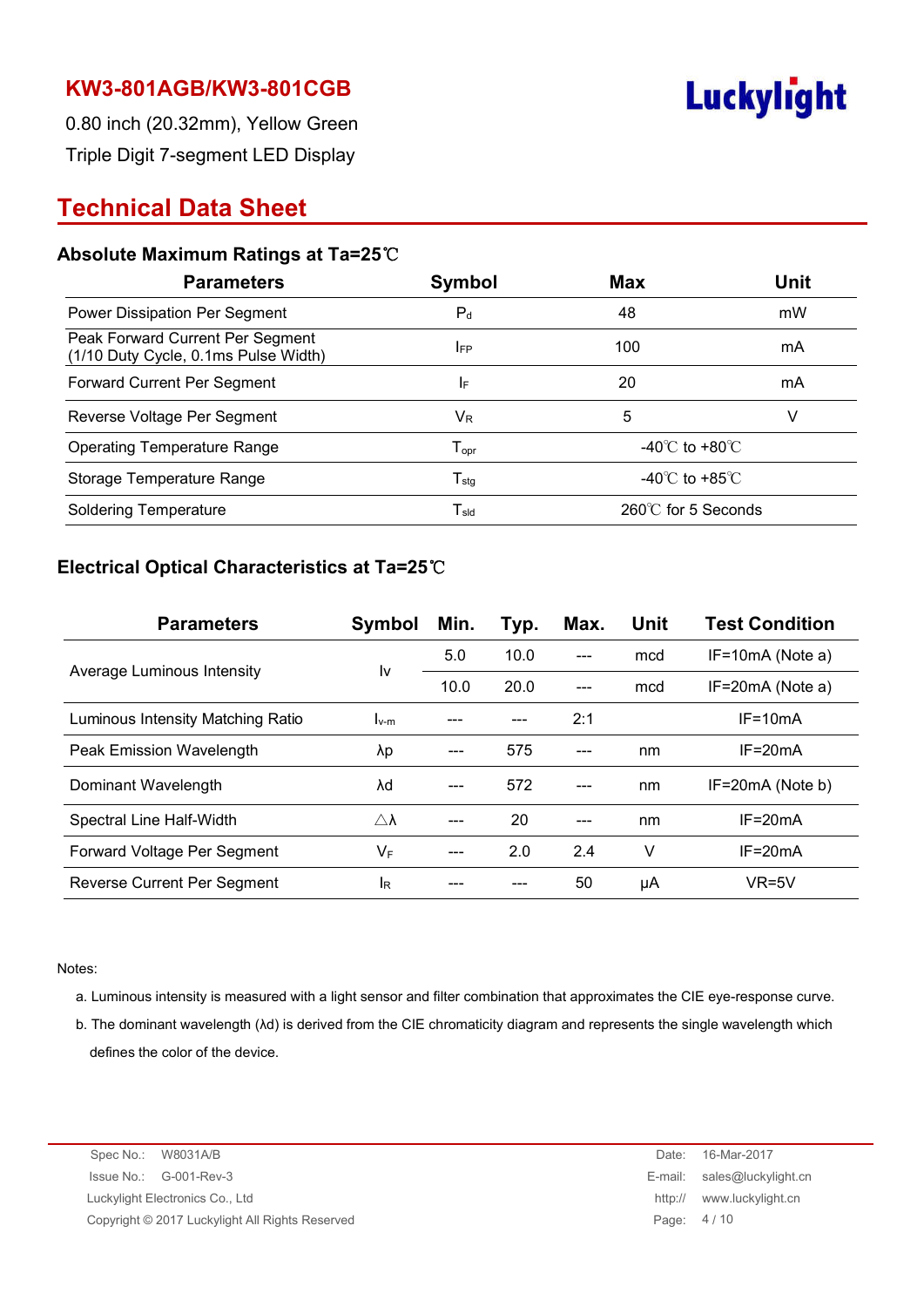# KW3-801AGB/KW3-801CGB

0.80 inch (20.32mm), Yellow Green

Triple Digit 7-segment LED Display

## Technical Data Sheet

### Absolute Maximum Ratings at Ta=25℃

| Parameters | Symbol | Max | Unit |
|---|---|---|---|
| Power Dissipation Per Segment | $P_d$ | 48 | mW |
| Peak Forward Current Per Segment (1/10 Duty Cycle, 0.1ms Pulse Width) | $I_{FP}$ | 100 | mA |
| Forward Current Per Segment | $I_F$ | 20 | mA |
| Reverse Voltage Per Segment | $V_R$ | 5 | V |
| Operating Temperature Range | $T_{opr}$ | -40℃ to +80℃ | |
| Storage Temperature Range | $T_{stg}$ | -40℃ to +85℃ | |
| Soldering Temperature | $T_{sld}$ | 260℃ for 5 Seconds | |

### Electrical Optical Characteristics at Ta=25℃

| Parameters | Symbol | Min. | Typ. | Max. | Unit | Test Condition |
|---|---|---|---|---|---|---|
| Average Luminous Intensity | Iv | 5.0 | 10.0 | --- | mcd | IF=10mA (Note a) |
| | | 10.0 | 20.0 | --- | mcd | IF=20mA (Note a) |
| Luminous Intensity Matching Ratio | $I_{v\text{-}m}$ | --- | --- | 2:1 | | IF=10mA |
| Peak Emission Wavelength | λp | --- | 575 | --- | nm | IF=20mA |
| Dominant Wavelength | λd | --- | 572 | --- | nm | IF=20mA (Note b) |
| Spectral Line Half-Width | △λ | --- | 20 | --- | nm | IF=20mA |
| Forward Voltage Per Segment | $V_F$ | --- | 2.0 | 2.4 | V | IF=20mA |
| Reverse Current Per Segment | $I_R$ | --- | --- | 50 | μA | VR=5V |

Notes:

a. Luminous intensity is measured with a light sensor and filter combination that approximates the CIE eye-response curve.

b. The dominant wavelength (λd) is derived from the CIE chromaticity diagram and represents the single wavelength which defines the color of the device.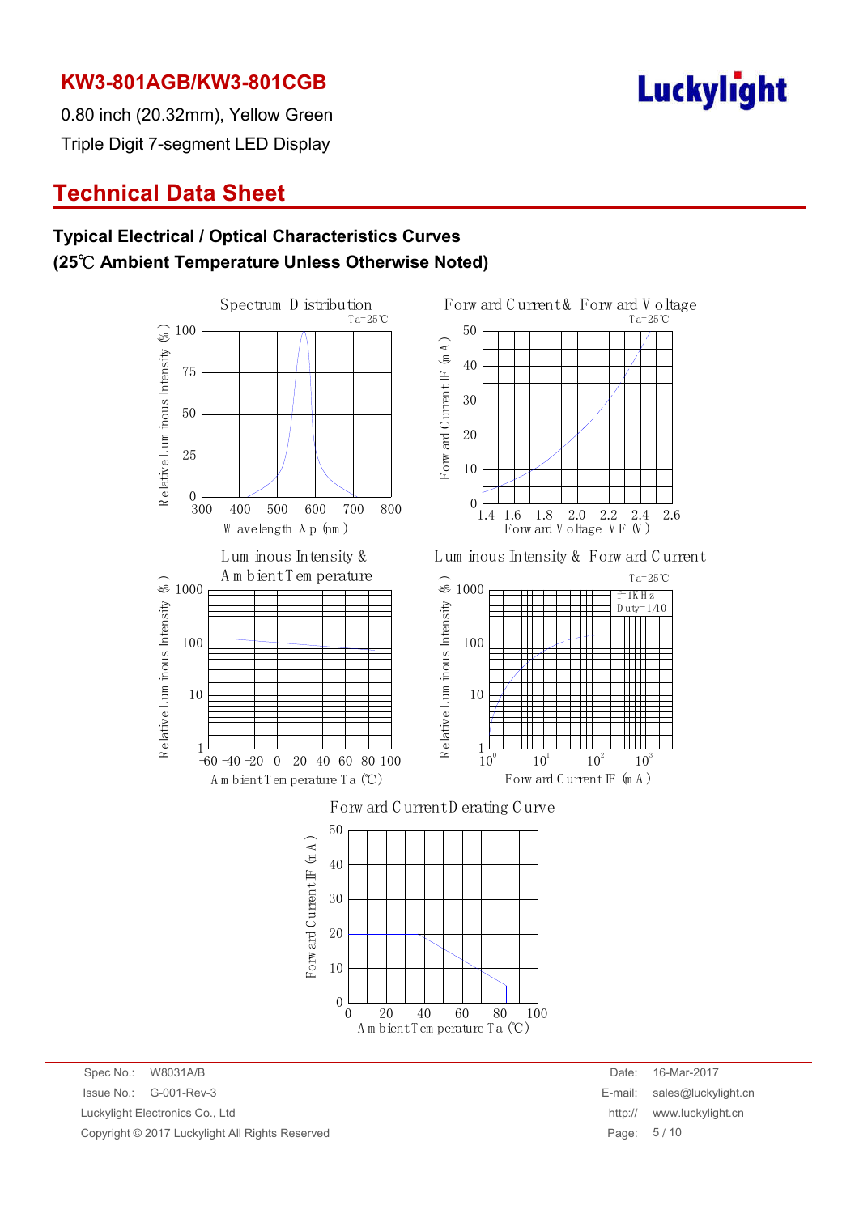## KW3-801AGB/KW3-801CGB

0.80 inch (20.32mm), Yellow Green
Triple Digit 7-segment LED Display

# Technical Data Sheet

### Typical Electrical / Optical Characteristics Curves
### (25℃ Ambient Temperature Unless Otherwise Noted)

Spectrum Distribution
Ta=25℃
Relative Luminous Intensity (%)
Wavelength λp (nm)

Forward Current & Forward Voltage
Ta=25℃
Forward Current IF (mA)
Forward Voltage VF (V)

Luminous Intensity & Ambient Temperature
Relative Luminous Intensity (%)
Ambient Temperature Ta (℃)

Luminous Intensity & Forward Current
Ta=25℃
f=1KHz
Duty=1/10
Relative Luminous Intensity (%)
Forward Current IF (mA)

Forward Current Derating Curve
Forward Current IF (mA)
Ambient Temperature Ta (℃)

Spec No.: W8031A/B
Issue No.: G-001-Rev-3
Luckylight Electronics Co., Ltd
Copyright © 2017 Luckylight All Rights Reserved

Date: 16-Mar-2017
E-mail: sales@luckylight.cn
http:// www.luckylight.cn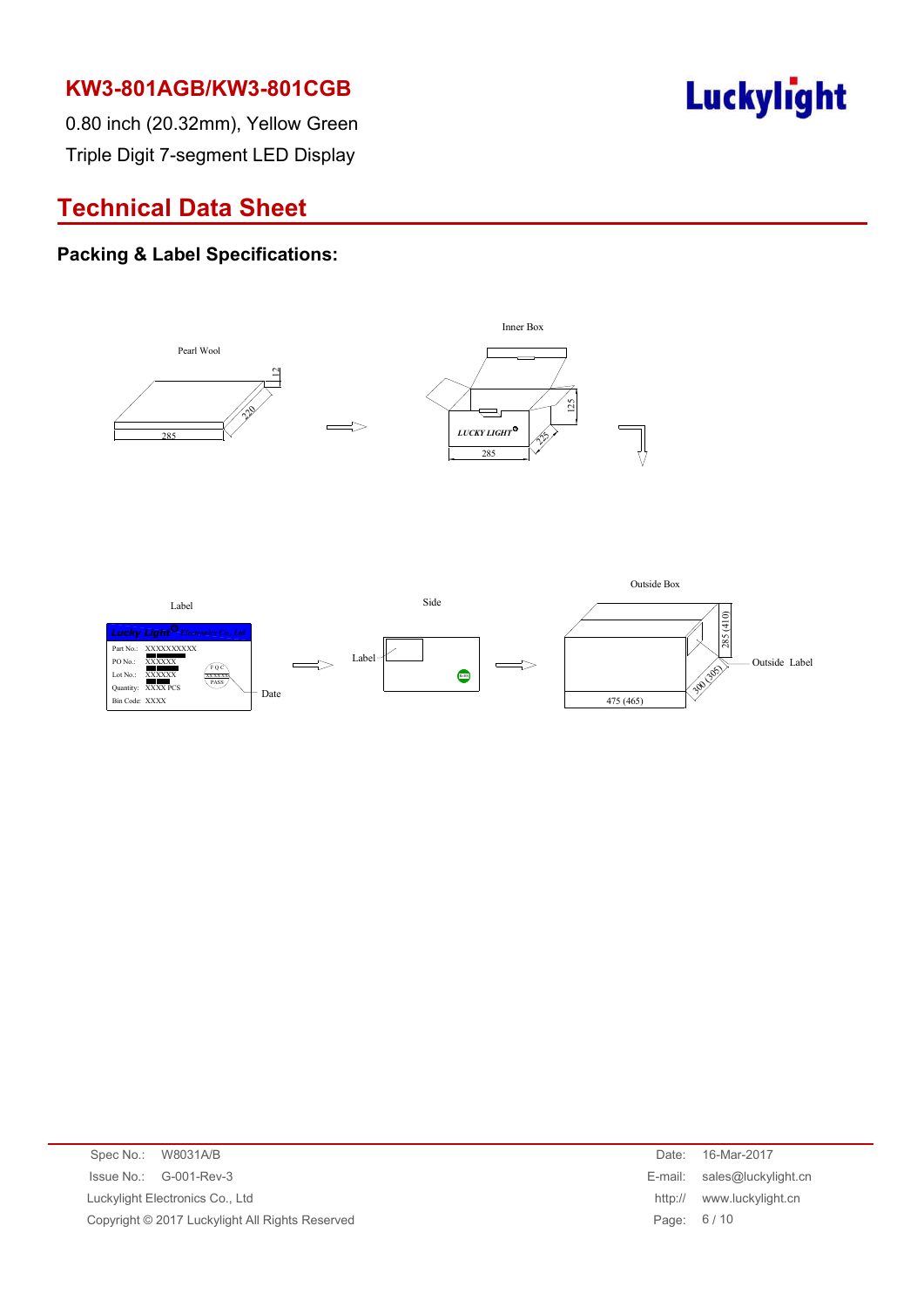# KW3-801AGB/KW3-801CGB

0.80 inch (20.32mm), Yellow Green

Triple Digit 7-segment LED Display

## Technical Data Sheet

### Packing & Label Specifications:

Pearl Wool

12

220

285

Inner Box

LUCKY LIGHT

125

225

285

Label

Lucky Light Electronics Co., Ltd.

Part No.: XXXXXXXXXX

PO No.: XXXXXX

Lot No.: XXXXXX

Quantity: XXXX PCS

Bin Code: XXXX

FQC XXXXXX PASS

Date

Side

Label

Outside Box

285 (410)

300 (305)

475 (465)

Outside Label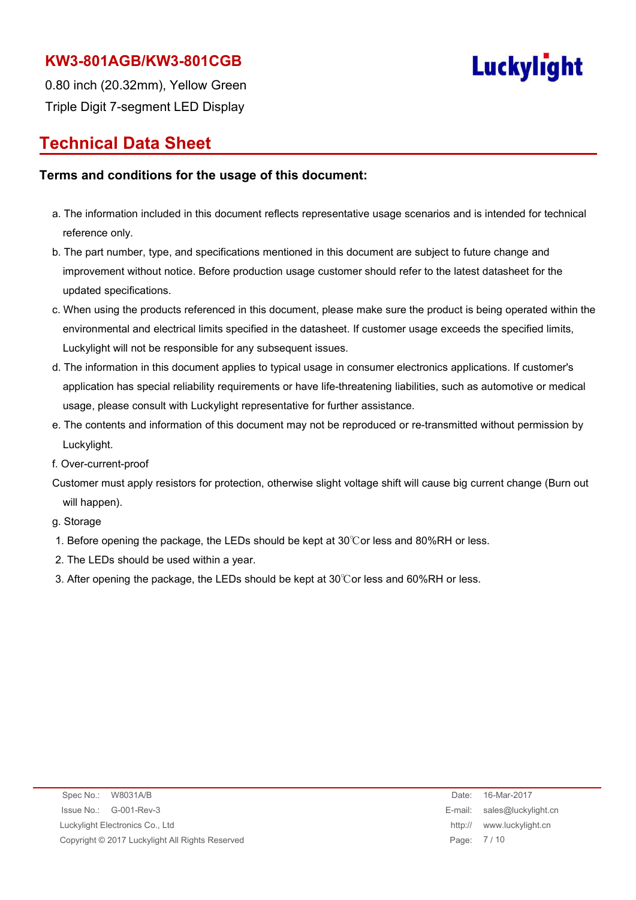**KW3-801AGB/KW3-801CGB**

0.80 inch (20.32mm), Yellow Green

Triple Digit 7-segment LED Display

## Technical Data Sheet

### Terms and conditions for the usage of this document:

a. The information included in this document reflects representative usage scenarios and is intended for technical reference only.

b. The part number, type, and specifications mentioned in this document are subject to future change and improvement without notice. Before production usage customer should refer to the latest datasheet for the updated specifications.

c. When using the products referenced in this document, please make sure the product is being operated within the environmental and electrical limits specified in the datasheet. If customer usage exceeds the specified limits, Luckylight will not be responsible for any subsequent issues.

d. The information in this document applies to typical usage in consumer electronics applications. If customer's application has special reliability requirements or have life-threatening liabilities, such as automotive or medical usage, please consult with Luckylight representative for further assistance.

e. The contents and information of this document may not be reproduced or re-transmitted without permission by Luckylight.

f. Over-current-proof

Customer must apply resistors for protection, otherwise slight voltage shift will cause big current change (Burn out will happen).

g. Storage

1. Before opening the package, the LEDs should be kept at 30℃or less and 80%RH or less.
2. The LEDs should be used within a year.
3. After opening the package, the LEDs should be kept at 30℃or less and 60%RH or less.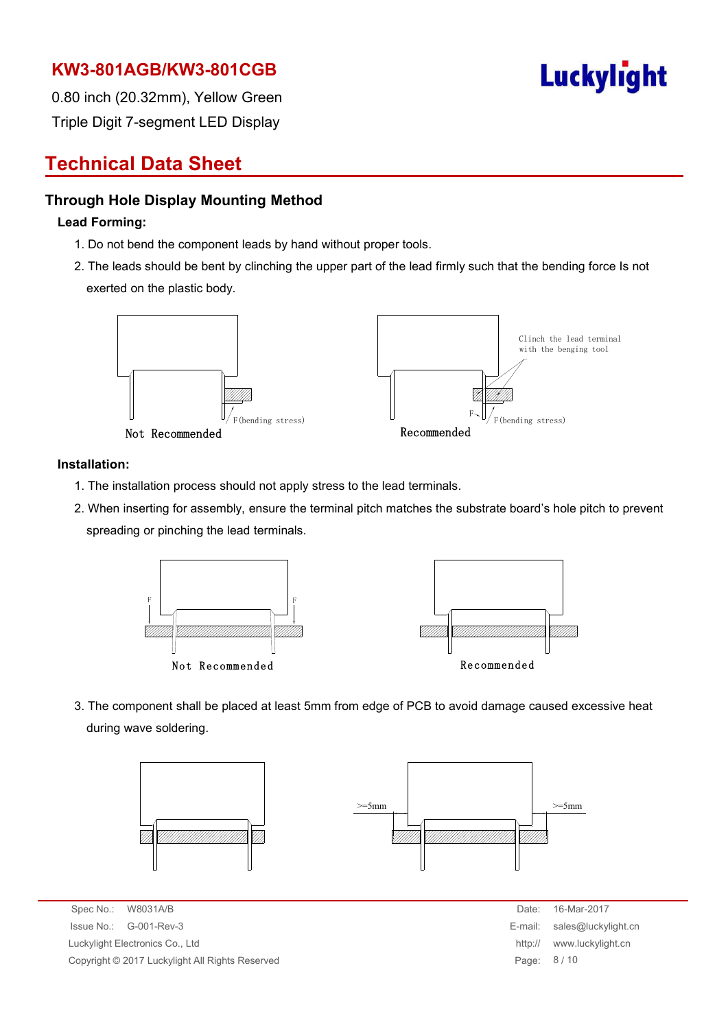# KW3-801AGB/KW3-801CGB

0.80 inch (20.32mm), Yellow Green
Triple Digit 7-segment LED Display

## Technical Data Sheet

### Through Hole Display Mounting Method

**Lead Forming:**

1. Do not bend the component leads by hand without proper tools.
2. The leads should be bent by clinching the upper part of the lead firmly such that the bending force Is not exerted on the plastic body.

F(bending stress)
Not Recommended

Clinch the lead terminal with the benging tool
F
F(bending stress)
Recommended

**Installation:**

1. The installation process should not apply stress to the lead terminals.
2. When inserting for assembly, ensure the terminal pitch matches the substrate board's hole pitch to prevent spreading or pinching the lead terminals.

F F
Not Recommended

Recommended

3. The component shall be placed at least 5mm from edge of PCB to avoid damage caused excessive heat during wave soldering.

>=5mm >=5mm

Spec No.: W8031A/B
Issue No.: G-001-Rev-3
Luckylight Electronics Co., Ltd
Copyright © 2017 Luckylight All Rights Reserved

Date: 16-Mar-2017
E-mail: sales@luckylight.cn
http:// www.luckylight.cn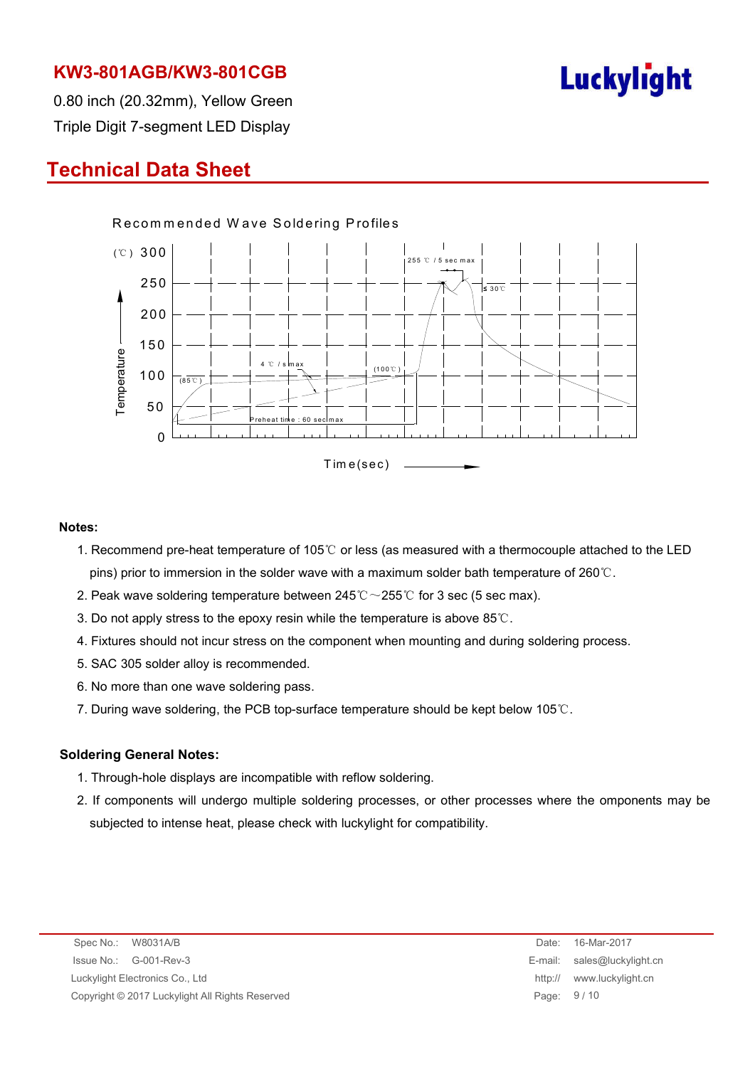## KW3-801AGB/KW3-801CGB

0.80 inch (20.32mm), Yellow Green

Triple Digit 7-segment LED Display

# Technical Data Sheet

Recommended Wave Soldering Profiles

**Notes:**

1. Recommend pre-heat temperature of 105℃ or less (as measured with a thermocouple attached to the LED pins) prior to immersion in the solder wave with a maximum solder bath temperature of 260℃.
2. Peak wave soldering temperature between 245℃～255℃ for 3 sec (5 sec max).
3. Do not apply stress to the epoxy resin while the temperature is above 85℃.
4. Fixtures should not incur stress on the component when mounting and during soldering process.
5. SAC 305 solder alloy is recommended.
6. No more than one wave soldering pass.
7. During wave soldering, the PCB top-surface temperature should be kept below 105℃.

**Soldering General Notes:**

1. Through-hole displays are incompatible with reflow soldering.
2. If components will undergo multiple soldering processes, or other processes where the omponents may be subjected to intense heat, please check with luckylight for compatibility.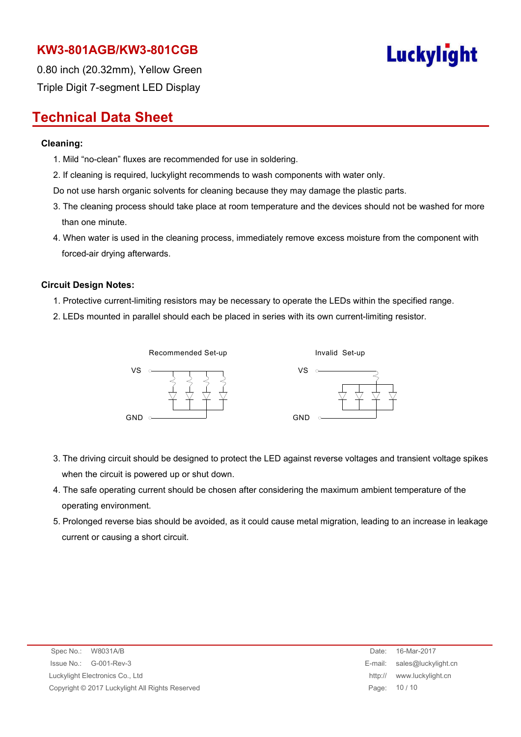# KW3-801AGB/KW3-801CGB

0.80 inch (20.32mm), Yellow Green

Triple Digit 7-segment LED Display

## Technical Data Sheet

**Cleaning:**

1. Mild "no-clean" fluxes are recommended for use in soldering.
2. If cleaning is required, luckylight recommends to wash components with water only.

Do not use harsh organic solvents for cleaning because they may damage the plastic parts.

3. The cleaning process should take place at room temperature and the devices should not be washed for more than one minute.
4. When water is used in the cleaning process, immediately remove excess moisture from the component with forced-air drying afterwards.

**Circuit Design Notes:**

1. Protective current-limiting resistors may be necessary to operate the LEDs within the specified range.
2. LEDs mounted in parallel should each be placed in series with its own current-limiting resistor.

Recommended Set-up

VS

GND

Invalid Set-up

VS

GND

3. The driving circuit should be designed to protect the LED against reverse voltages and transient voltage spikes when the circuit is powered up or shut down.
4. The safe operating current should be chosen after considering the maximum ambient temperature of the operating environment.
5. Prolonged reverse bias should be avoided, as it could cause metal migration, leading to an increase in leakage current or causing a short circuit.